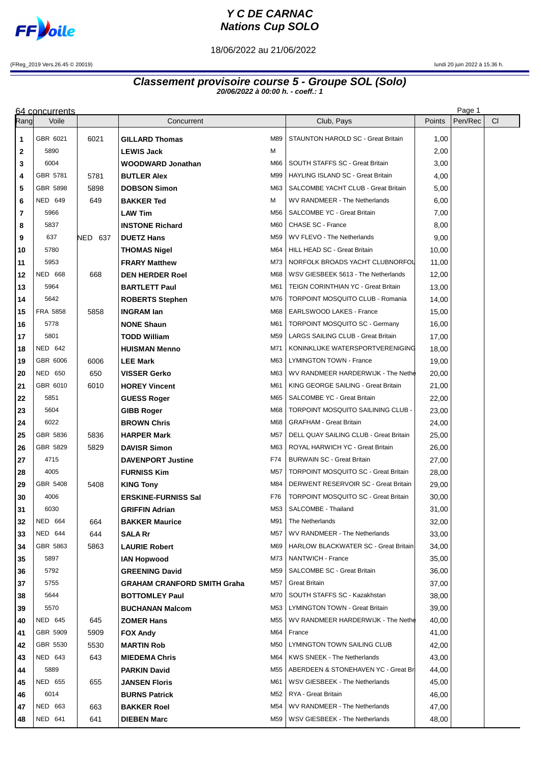# Y C DE CARNAC
# Nations Cup SOLO

18/06/2022 au 21/06/2022

(FReg_2019 Vers.26.45 © 20019) lundi 20 juin 2022 à 15.36 h.

## Classement provisoire course 5 - Groupe SOL (Solo)

**20/06/2022 à 00:00 h. - coeff.: 1**

64 concurrents

| Rang | Voile | | Concurrent | | Club, Pays | Points | Pen/Rec | Cl |
|---|---|---|---|---|---|---|---|---|
| 1 | GBR 6021 | 6021 | **GILLARD Thomas** | M89 | STAUNTON HAROLD SC - Great Britain | 1,00 | | |
| 2 | 5890 | | **LEWIS Jack** | M | | 2,00 | | |
| 3 | 6004 | | **WOODWARD Jonathan** | M66 | SOUTH STAFFS SC - Great Britain | 3,00 | | |
| 4 | GBR 5781 | 5781 | **BUTLER Alex** | M99 | HAYLING ISLAND SC - Great Britain | 4,00 | | |
| 5 | GBR 5898 | 5898 | **DOBSON Simon** | M63 | SALCOMBE YACHT CLUB - Great Britain | 5,00 | | |
| 6 | NED 649 | 649 | **BAKKER Ted** | M | WV RANDMEER - The Netherlands | 6,00 | | |
| 7 | 5966 | | **LAW Tim** | M56 | SALCOMBE YC - Great Britain | 7,00 | | |
| 8 | 5837 | | **INSTONE Richard** | M60 | CHASE SC - France | 8,00 | | |
| 9 | 637 | NED 637 | **DUETZ Hans** | M59 | WV FLEVO - The Netherlands | 9,00 | | |
| 10 | 5780 | | **THOMAS Nigel** | M64 | HILL HEAD SC - Great Britain | 10,00 | | |
| 11 | 5953 | | **FRARY Matthew** | M73 | NORFOLK BROADS YACHT CLUBNORFOL | 11,00 | | |
| 12 | NED 668 | 668 | **DEN HERDER Roel** | M68 | WSV GIESBEEK 5613 - The Netherlands | 12,00 | | |
| 13 | 5964 | | **BARTLETT Paul** | M61 | TEIGN CORINTHIAN YC - Great Britain | 13,00 | | |
| 14 | 5642 | | **ROBERTS Stephen** | M76 | TORPOINT MOSQUITO CLUB - Romania | 14,00 | | |
| 15 | FRA 5858 | 5858 | **INGRAM Ian** | M68 | EARLSWOOD LAKES - France | 15,00 | | |
| 16 | 5778 | | **NONE Shaun** | M61 | TORPOINT MOSQUITO SC - Germany | 16,00 | | |
| 17 | 5801 | | **TODD William** | M59 | LARGS SAILING CLUB - Great Britain | 17,00 | | |
| 18 | NED 642 | | **HUISMAN Menno** | M71 | KONINKLIJKE WATERSPORTVERENIGING | 18,00 | | |
| 19 | GBR 6006 | 6006 | **LEE Mark** | M63 | LYMINGTON TOWN - France | 19,00 | | |
| 20 | NED 650 | 650 | **VISSER Gerko** | M63 | WV RANDMEER HARDERWIJK - The Nethe | 20,00 | | |
| 21 | GBR 6010 | 6010 | **HOREY Vincent** | M61 | KING GEORGE SAILING - Great Britain | 21,00 | | |
| 22 | 5851 | | **GUESS Roger** | M65 | SALCOMBE YC - Great Britain | 22,00 | | |
| 23 | 5604 | | **GIBB Roger** | M68 | TORPOINT MOSQUITO SAILINING CLUB - | 23,00 | | |
| 24 | 6022 | | **BROWN Chris** | M68 | GRAFHAM - Great Britain | 24,00 | | |
| 25 | GBR 5836 | 5836 | **HARPER Mark** | M57 | DELL QUAY SAILING CLUB - Great Britain | 25,00 | | |
| 26 | GBR 5829 | 5829 | **DAVISR Simon** | M63 | ROYAL HARWICH YC - Great Britain | 26,00 | | |
| 27 | 4715 | | **DAVENPORT Justine** | F74 | BURWAIN SC - Great Britain | 27,00 | | |
| 28 | 4005 | | **FURNISS Kim** | M57 | TORPOINT MOSQUITO SC - Great Britain | 28,00 | | |
| 29 | GBR 5408 | 5408 | **KING Tony** | M84 | DERWENT RESERVOIR SC - Great Britain | 29,00 | | |
| 30 | 4006 | | **ERSKINE-FURNISS Sal** | F76 | TORPOINT MOSQUITO SC - Great Britain | 30,00 | | |
| 31 | 6030 | | **GRIFFIN Adrian** | M53 | SALCOMBE - Thailand | 31,00 | | |
| 32 | NED 664 | 664 | **BAKKER Maurice** | M91 | The Netherlands | 32,00 | | |
| 33 | NED 644 | 644 | **SALA Rr** | M57 | WV RANDMEER - The Netherlands | 33,00 | | |
| 34 | GBR 5863 | 5863 | **LAURIE Robert** | M69 | HARLOW BLACKWATER SC - Great Britain | 34,00 | | |
| 35 | 5897 | | **IAN Hopwood** | M73 | NANTWICH - France | 35,00 | | |
| 36 | 5792 | | **GREENING David** | M59 | SALCOMBE SC - Great Britain | 36,00 | | |
| 37 | 5755 | | **GRAHAM CRANFORD SMITH Graha** | M57 | Great Britain | 37,00 | | |
| 38 | 5644 | | **BOTTOMLEY Paul** | M70 | SOUTH STAFFS SC - Kazakhstan | 38,00 | | |
| 39 | 5570 | | **BUCHANAN Malcom** | M53 | LYMINGTON TOWN - Great Britain | 39,00 | | |
| 40 | NED 645 | 645 | **ZOMER Hans** | M55 | WV RANDMEER HARDERWIJK - The Nethe | 40,00 | | |
| 41 | GBR 5909 | 5909 | **FOX Andy** | M64 | France | 41,00 | | |
| 42 | GBR 5530 | 5530 | **MARTIN Rob** | M50 | LYMINGTON TOWN SAILING CLUB | 42,00 | | |
| 43 | NED 643 | 643 | **MIEDEMA Chris** | M64 | KWS SNEEK - The Netherlands | 43,00 | | |
| 44 | 5889 | | **PARKIN David** | M55 | ABERDEEN & STONEHAVEN YC - Great Br | 44,00 | | |
| 45 | NED 655 | 655 | **JANSEN Floris** | M61 | WSV GIESBEEK - The Netherlands | 45,00 | | |
| 46 | 6014 | | **BURNS Patrick** | M52 | RYA - Great Britain | 46,00 | | |
| 47 | NED 663 | 663 | **BAKKER Roel** | M54 | WV RANDMEER - The Netherlands | 47,00 | | |
| 48 | NED 641 | 641 | **DIEBEN Marc** | M59 | WSV GIESBEEK - The Netherlands | 48,00 | | |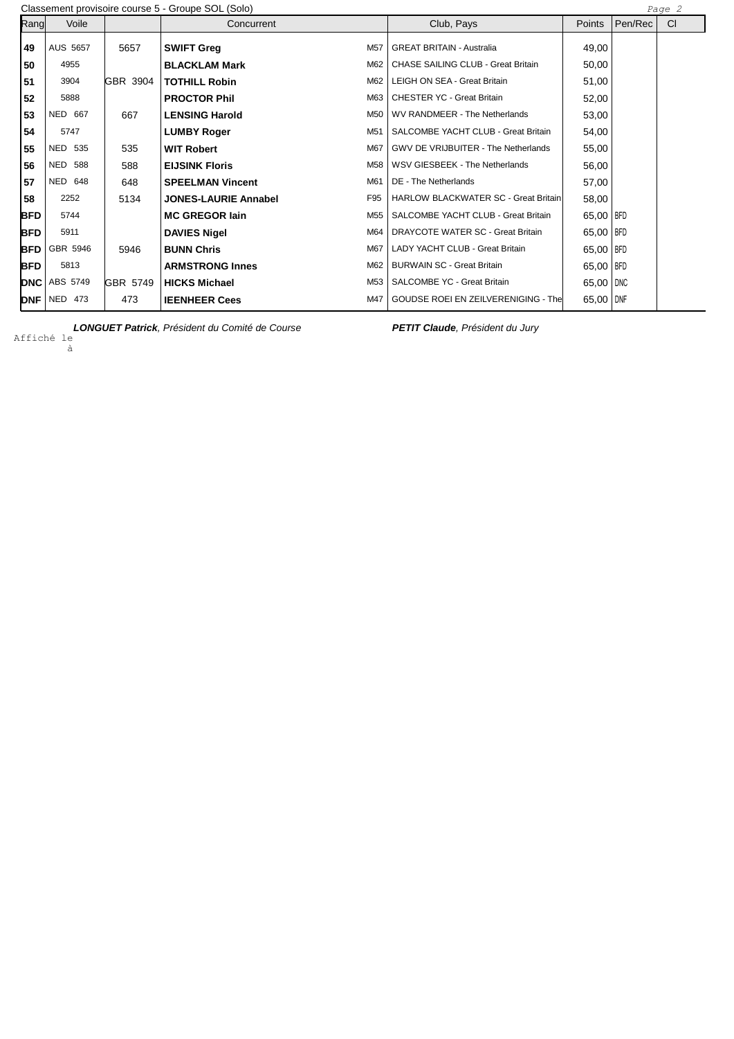Classement provisoire course 5 - Groupe SOL (Solo)

| Rang | Voile | | Concurrent | | Club, Pays | Points | Pen/Rec | Cl |
|---|---|---|---|---|---|---|---|---|
| 49 | AUS 5657 | 5657 | **SWIFT Greg** | M57 | GREAT BRITAIN - Australia | 49,00 | | |
| 50 | 4955 | | **BLACKLAM Mark** | M62 | CHASE SAILING CLUB - Great Britain | 50,00 | | |
| 51 | 3904 | GBR 3904 | **TOTHILL Robin** | M62 | LEIGH ON SEA - Great Britain | 51,00 | | |
| 52 | 5888 | | **PROCTOR Phil** | M63 | CHESTER YC - Great Britain | 52,00 | | |
| 53 | NED 667 | 667 | **LENSING Harold** | M50 | WV RANDMEER - The Netherlands | 53,00 | | |
| 54 | 5747 | | **LUMBY Roger** | M51 | SALCOMBE YACHT CLUB - Great Britain | 54,00 | | |
| 55 | NED 535 | 535 | **WIT Robert** | M67 | GWV DE VRIJBUITER - The Netherlands | 55,00 | | |
| 56 | NED 588 | 588 | **EIJSINK Floris** | M58 | WSV GIESBEEK - The Netherlands | 56,00 | | |
| 57 | NED 648 | 648 | **SPEELMAN Vincent** | M61 | DE - The Netherlands | 57,00 | | |
| 58 | 2252 | 5134 | **JONES-LAURIE Annabel** | F95 | HARLOW BLACKWATER SC - Great Britain | 58,00 | | |
| BFD | 5744 | | **MC GREGOR Iain** | M55 | SALCOMBE YACHT CLUB - Great Britain | 65,00 | BFD | |
| BFD | 5911 | | **DAVIES Nigel** | M64 | DRAYCOTE WATER SC - Great Britain | 65,00 | BFD | |
| BFD | GBR 5946 | 5946 | **BUNN Chris** | M67 | LADY YACHT CLUB - Great Britain | 65,00 | BFD | |
| BFD | 5813 | | **ARMSTRONG Innes** | M62 | BURWAIN SC - Great Britain | 65,00 | BFD | |
| DNC | ABS 5749 | GBR 5749 | **HICKS Michael** | M53 | SALCOMBE YC - Great Britain | 65,00 | DNC | |
| DNF | NED 473 | 473 | **IEENHEER Cees** | M47 | GOUDSE ROEI EN ZEILVERENIGING - The | 65,00 | DNF | |

***LONGUET Patrick**, Président du Comité de Course*

***PETIT Claude**, Président du Jury*

Affiché le
à